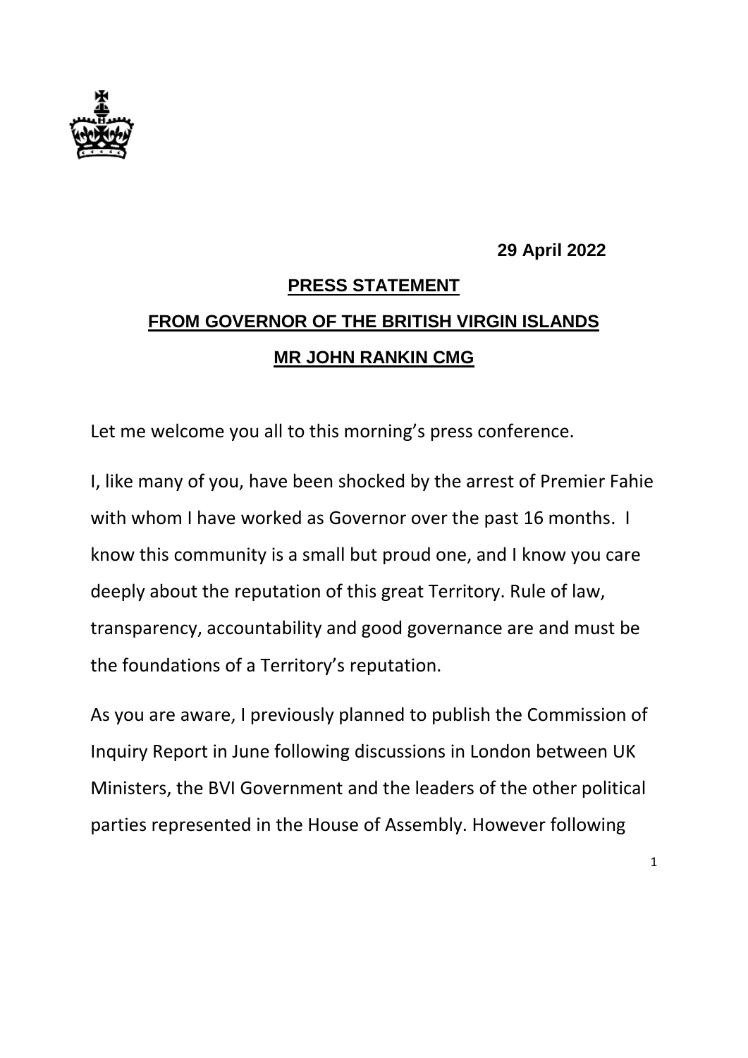**29 April 2022**

**PRESS STATEMENT**

**FROM GOVERNOR OF THE BRITISH VIRGIN ISLANDS**

**MR JOHN RANKIN CMG**

Let me welcome you all to this morning's press conference.

I, like many of you, have been shocked by the arrest of Premier Fahie with whom I have worked as Governor over the past 16 months. I know this community is a small but proud one, and I know you care deeply about the reputation of this great Territory. Rule of law, transparency, accountability and good governance are and must be the foundations of a Territory's reputation.

As you are aware, I previously planned to publish the Commission of Inquiry Report in June following discussions in London between UK Ministers, the BVI Government and the leaders of the other political parties represented in the House of Assembly. However following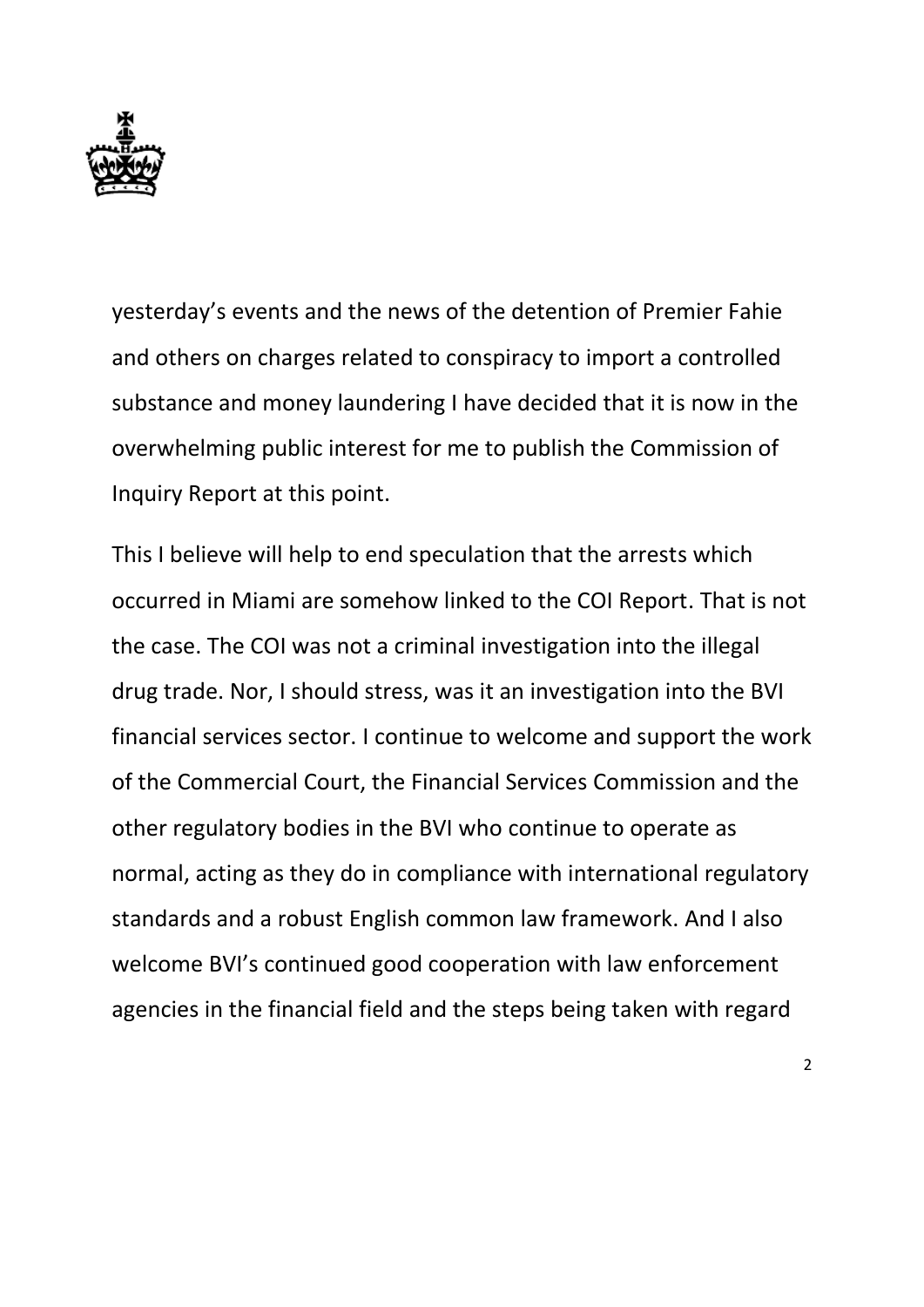yesterday's events and the news of the detention of Premier Fahie and others on charges related to conspiracy to import a controlled substance and money laundering I have decided that it is now in the overwhelming public interest for me to publish the Commission of Inquiry Report at this point.

This I believe will help to end speculation that the arrests which occurred in Miami are somehow linked to the COI Report. That is not the case. The COI was not a criminal investigation into the illegal drug trade. Nor, I should stress, was it an investigation into the BVI financial services sector. I continue to welcome and support the work of the Commercial Court, the Financial Services Commission and the other regulatory bodies in the BVI who continue to operate as normal, acting as they do in compliance with international regulatory standards and a robust English common law framework. And I also welcome BVI's continued good cooperation with law enforcement agencies in the financial field and the steps being taken with regard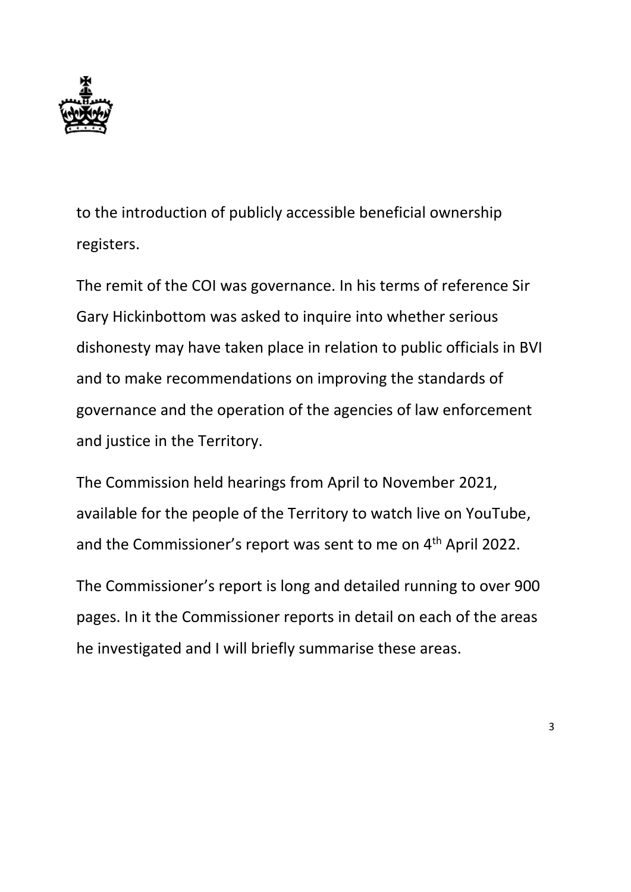to the introduction of publicly accessible beneficial ownership registers.

The remit of the COI was governance. In his terms of reference Sir Gary Hickinbottom was asked to inquire into whether serious dishonesty may have taken place in relation to public officials in BVI and to make recommendations on improving the standards of governance and the operation of the agencies of law enforcement and justice in the Territory.

The Commission held hearings from April to November 2021, available for the people of the Territory to watch live on YouTube, and the Commissioner's report was sent to me on 4th April 2022.

The Commissioner's report is long and detailed running to over 900 pages. In it the Commissioner reports in detail on each of the areas he investigated and I will briefly summarise these areas.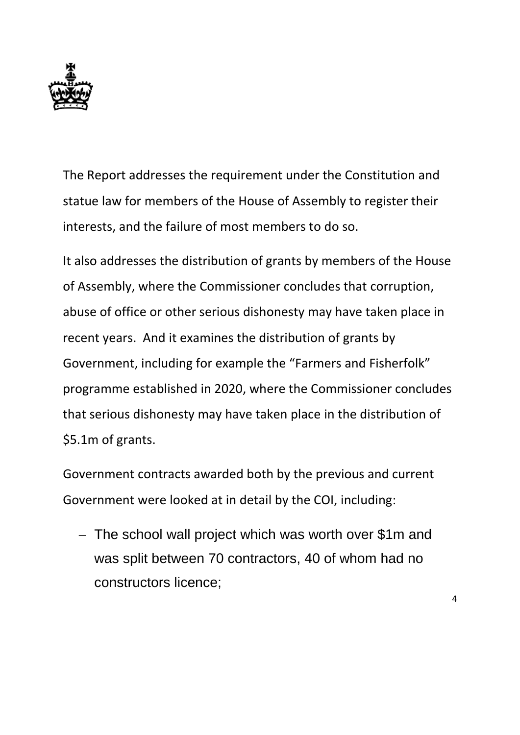The Report addresses the requirement under the Constitution and statue law for members of the House of Assembly to register their interests, and the failure of most members to do so.

It also addresses the distribution of grants by members of the House of Assembly, where the Commissioner concludes that corruption, abuse of office or other serious dishonesty may have taken place in recent years. And it examines the distribution of grants by Government, including for example the "Farmers and Fisherfolk" programme established in 2020, where the Commissioner concludes that serious dishonesty may have taken place in the distribution of $5.1m of grants.

Government contracts awarded both by the previous and current Government were looked at in detail by the COI, including:

- The school wall project which was worth over $1m and was split between 70 contractors, 40 of whom had no constructors licence;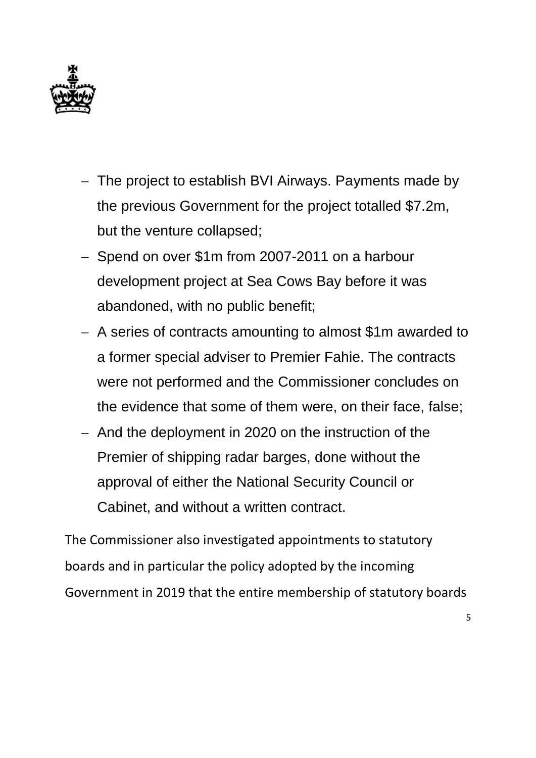- The project to establish BVI Airways. Payments made by the previous Government for the project totalled $7.2m, but the venture collapsed;
- Spend on over $1m from 2007-2011 on a harbour development project at Sea Cows Bay before it was abandoned, with no public benefit;
- A series of contracts amounting to almost $1m awarded to a former special adviser to Premier Fahie. The contracts were not performed and the Commissioner concludes on the evidence that some of them were, on their face, false;
- And the deployment in 2020 on the instruction of the Premier of shipping radar barges, done without the approval of either the National Security Council or Cabinet, and without a written contract.

The Commissioner also investigated appointments to statutory boards and in particular the policy adopted by the incoming Government in 2019 that the entire membership of statutory boards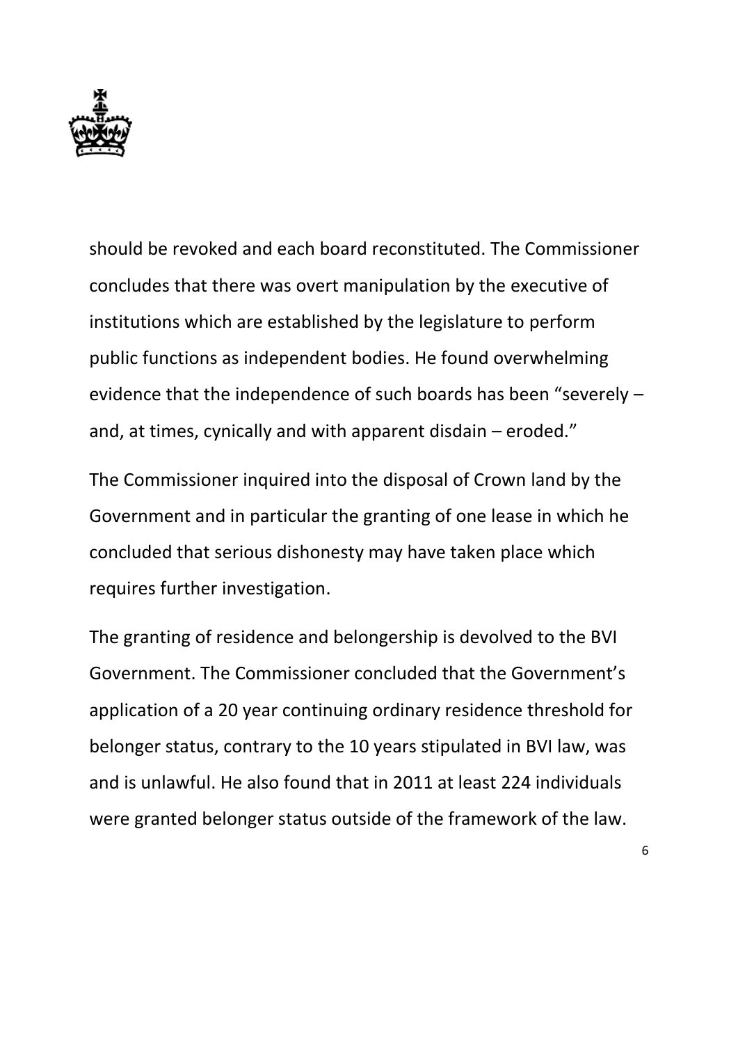should be revoked and each board reconstituted. The Commissioner concludes that there was overt manipulation by the executive of institutions which are established by the legislature to perform public functions as independent bodies. He found overwhelming evidence that the independence of such boards has been "severely – and, at times, cynically and with apparent disdain – eroded."

The Commissioner inquired into the disposal of Crown land by the Government and in particular the granting of one lease in which he concluded that serious dishonesty may have taken place which requires further investigation.

The granting of residence and belongership is devolved to the BVI Government. The Commissioner concluded that the Government's application of a 20 year continuing ordinary residence threshold for belonger status, contrary to the 10 years stipulated in BVI law, was and is unlawful. He also found that in 2011 at least 224 individuals were granted belonger status outside of the framework of the law.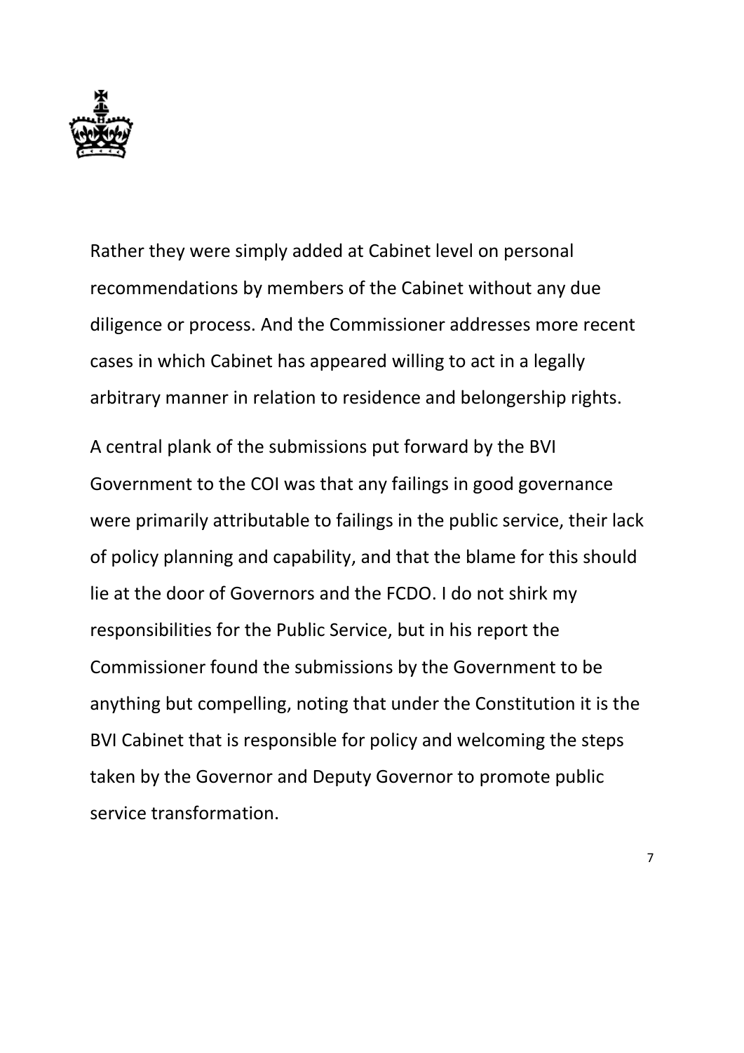Rather they were simply added at Cabinet level on personal recommendations by members of the Cabinet without any due diligence or process. And the Commissioner addresses more recent cases in which Cabinet has appeared willing to act in a legally arbitrary manner in relation to residence and belongership rights.

A central plank of the submissions put forward by the BVI Government to the COI was that any failings in good governance were primarily attributable to failings in the public service, their lack of policy planning and capability, and that the blame for this should lie at the door of Governors and the FCDO. I do not shirk my responsibilities for the Public Service, but in his report the Commissioner found the submissions by the Government to be anything but compelling, noting that under the Constitution it is the BVI Cabinet that is responsible for policy and welcoming the steps taken by the Governor and Deputy Governor to promote public service transformation.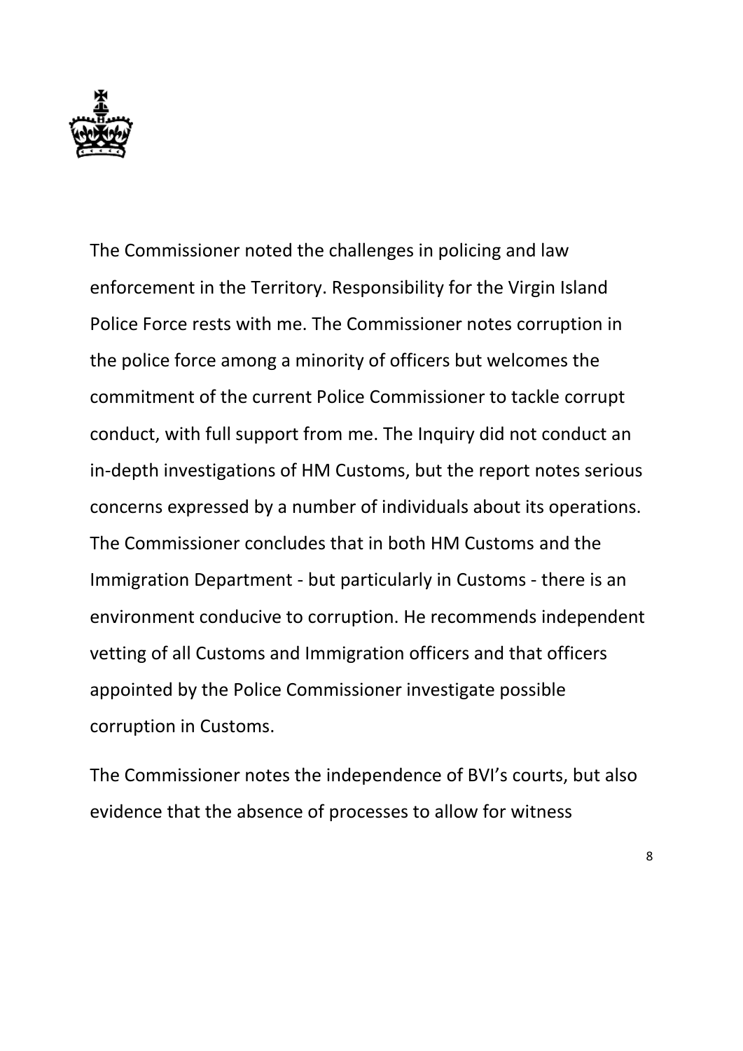The Commissioner noted the challenges in policing and law enforcement in the Territory. Responsibility for the Virgin Island Police Force rests with me. The Commissioner notes corruption in the police force among a minority of officers but welcomes the commitment of the current Police Commissioner to tackle corrupt conduct, with full support from me. The Inquiry did not conduct an in-depth investigations of HM Customs, but the report notes serious concerns expressed by a number of individuals about its operations. The Commissioner concludes that in both HM Customs and the Immigration Department - but particularly in Customs - there is an environment conducive to corruption. He recommends independent vetting of all Customs and Immigration officers and that officers appointed by the Police Commissioner investigate possible corruption in Customs.

The Commissioner notes the independence of BVI's courts, but also evidence that the absence of processes to allow for witness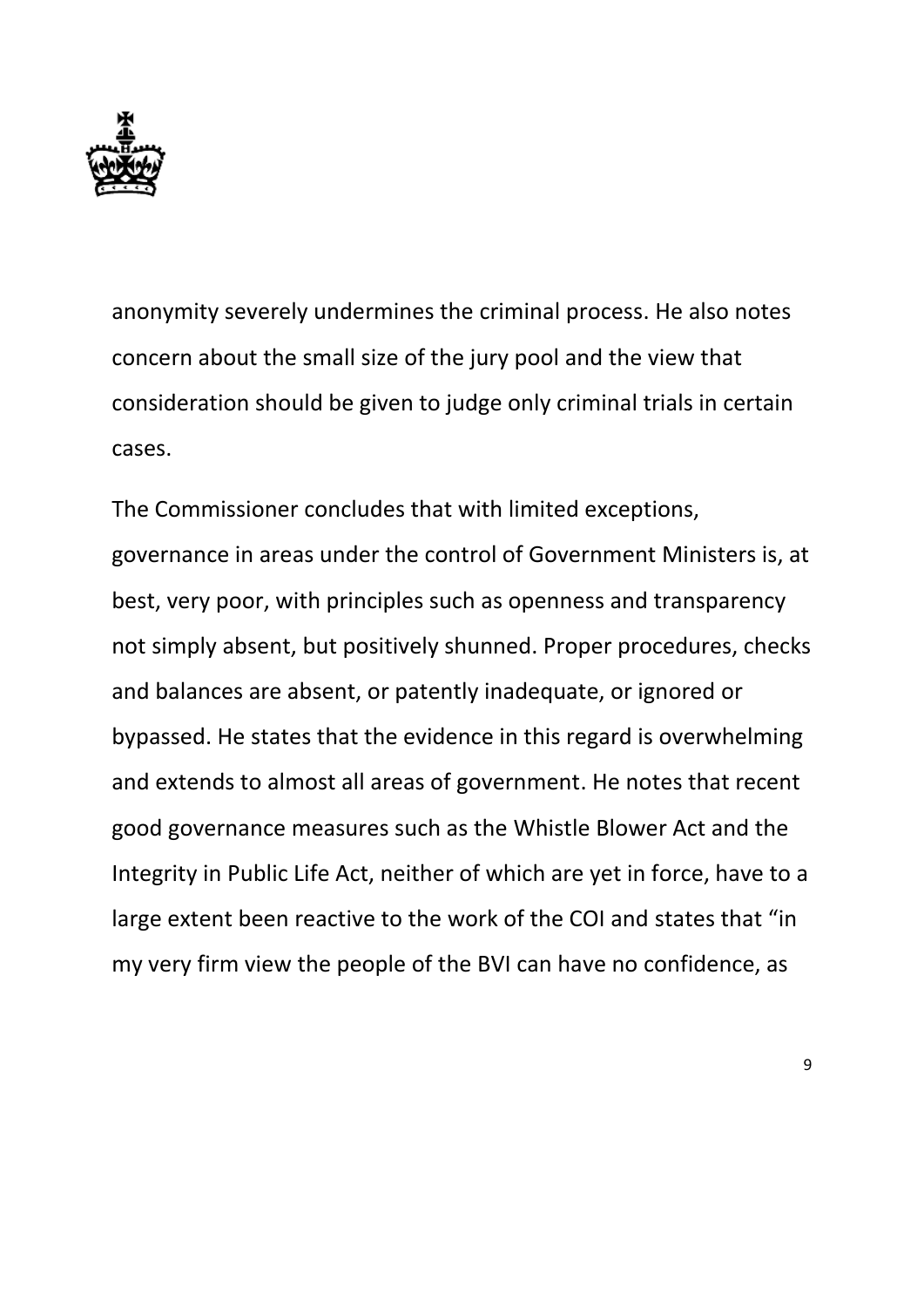anonymity severely undermines the criminal process. He also notes concern about the small size of the jury pool and the view that consideration should be given to judge only criminal trials in certain cases.

The Commissioner concludes that with limited exceptions, governance in areas under the control of Government Ministers is, at best, very poor, with principles such as openness and transparency not simply absent, but positively shunned. Proper procedures, checks and balances are absent, or patently inadequate, or ignored or bypassed. He states that the evidence in this regard is overwhelming and extends to almost all areas of government. He notes that recent good governance measures such as the Whistle Blower Act and the Integrity in Public Life Act, neither of which are yet in force, have to a large extent been reactive to the work of the COI and states that "in my very firm view the people of the BVI can have no confidence, as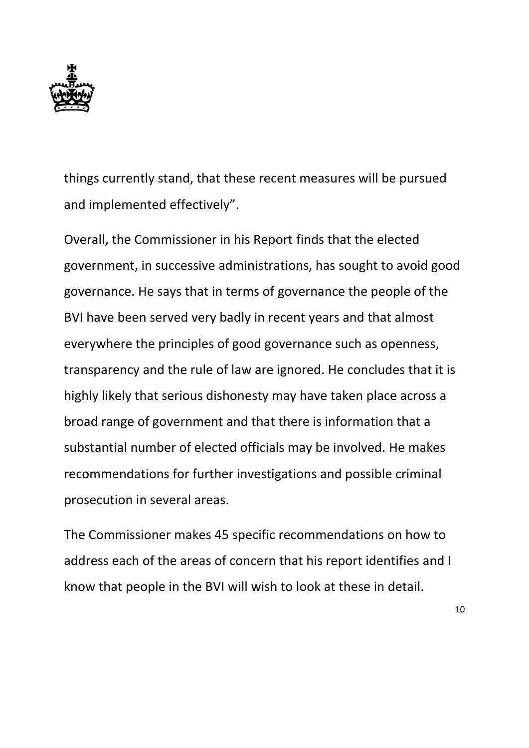things currently stand, that these recent measures will be pursued and implemented effectively".

Overall, the Commissioner in his Report finds that the elected government, in successive administrations, has sought to avoid good governance. He says that in terms of governance the people of the BVI have been served very badly in recent years and that almost everywhere the principles of good governance such as openness, transparency and the rule of law are ignored. He concludes that it is highly likely that serious dishonesty may have taken place across a broad range of government and that there is information that a substantial number of elected officials may be involved. He makes recommendations for further investigations and possible criminal prosecution in several areas.

The Commissioner makes 45 specific recommendations on how to address each of the areas of concern that his report identifies and I know that people in the BVI will wish to look at these in detail.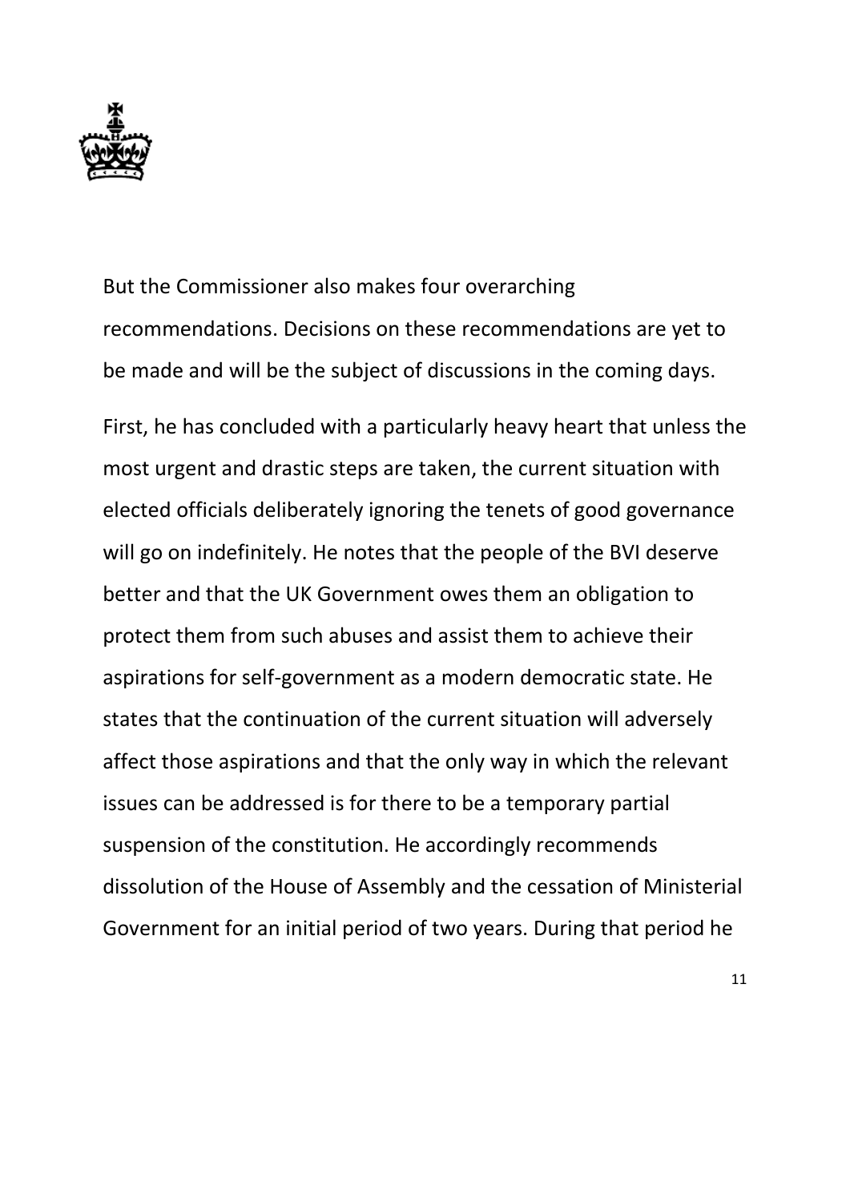But the Commissioner also makes four overarching recommendations. Decisions on these recommendations are yet to be made and will be the subject of discussions in the coming days.

First, he has concluded with a particularly heavy heart that unless the most urgent and drastic steps are taken, the current situation with elected officials deliberately ignoring the tenets of good governance will go on indefinitely. He notes that the people of the BVI deserve better and that the UK Government owes them an obligation to protect them from such abuses and assist them to achieve their aspirations for self-government as a modern democratic state. He states that the continuation of the current situation will adversely affect those aspirations and that the only way in which the relevant issues can be addressed is for there to be a temporary partial suspension of the constitution. He accordingly recommends dissolution of the House of Assembly and the cessation of Ministerial Government for an initial period of two years. During that period he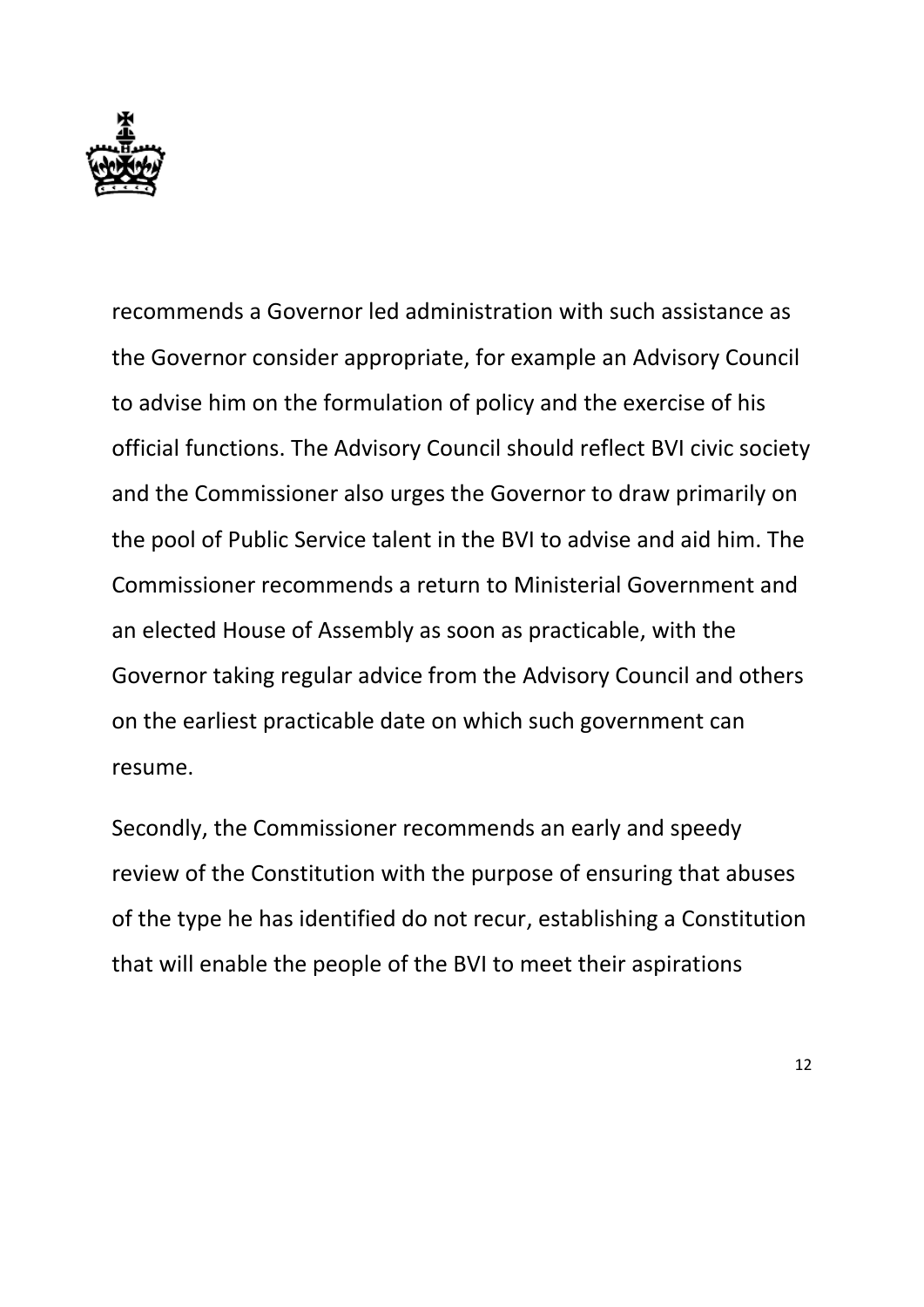recommends a Governor led administration with such assistance as the Governor consider appropriate, for example an Advisory Council to advise him on the formulation of policy and the exercise of his official functions. The Advisory Council should reflect BVI civic society and the Commissioner also urges the Governor to draw primarily on the pool of Public Service talent in the BVI to advise and aid him. The Commissioner recommends a return to Ministerial Government and an elected House of Assembly as soon as practicable, with the Governor taking regular advice from the Advisory Council and others on the earliest practicable date on which such government can resume.

Secondly, the Commissioner recommends an early and speedy review of the Constitution with the purpose of ensuring that abuses of the type he has identified do not recur, establishing a Constitution that will enable the people of the BVI to meet their aspirations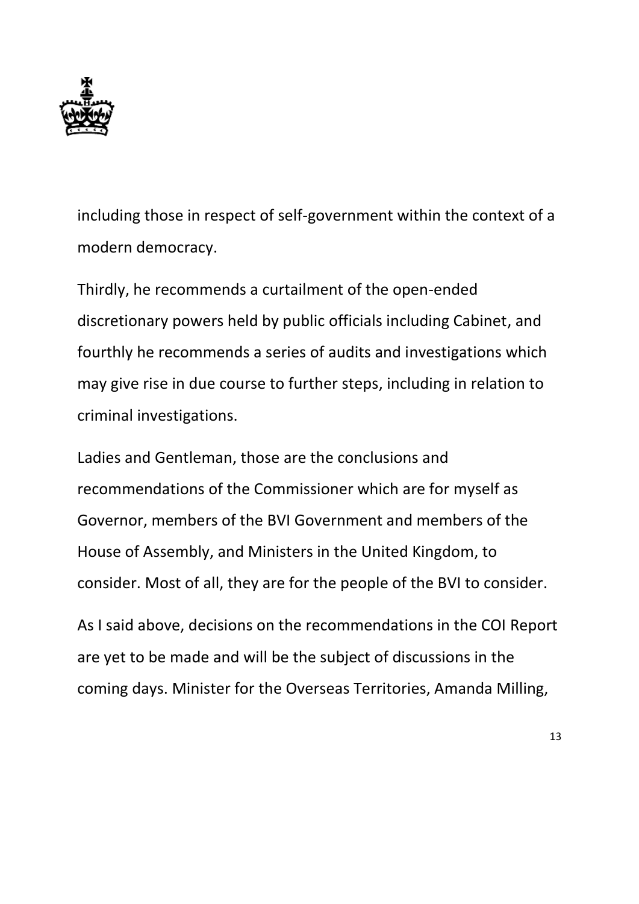including those in respect of self-government within the context of a modern democracy.

Thirdly, he recommends a curtailment of the open-ended discretionary powers held by public officials including Cabinet, and fourthly he recommends a series of audits and investigations which may give rise in due course to further steps, including in relation to criminal investigations.

Ladies and Gentleman, those are the conclusions and recommendations of the Commissioner which are for myself as Governor, members of the BVI Government and members of the House of Assembly, and Ministers in the United Kingdom, to consider. Most of all, they are for the people of the BVI to consider.

As I said above, decisions on the recommendations in the COI Report are yet to be made and will be the subject of discussions in the coming days. Minister for the Overseas Territories, Amanda Milling,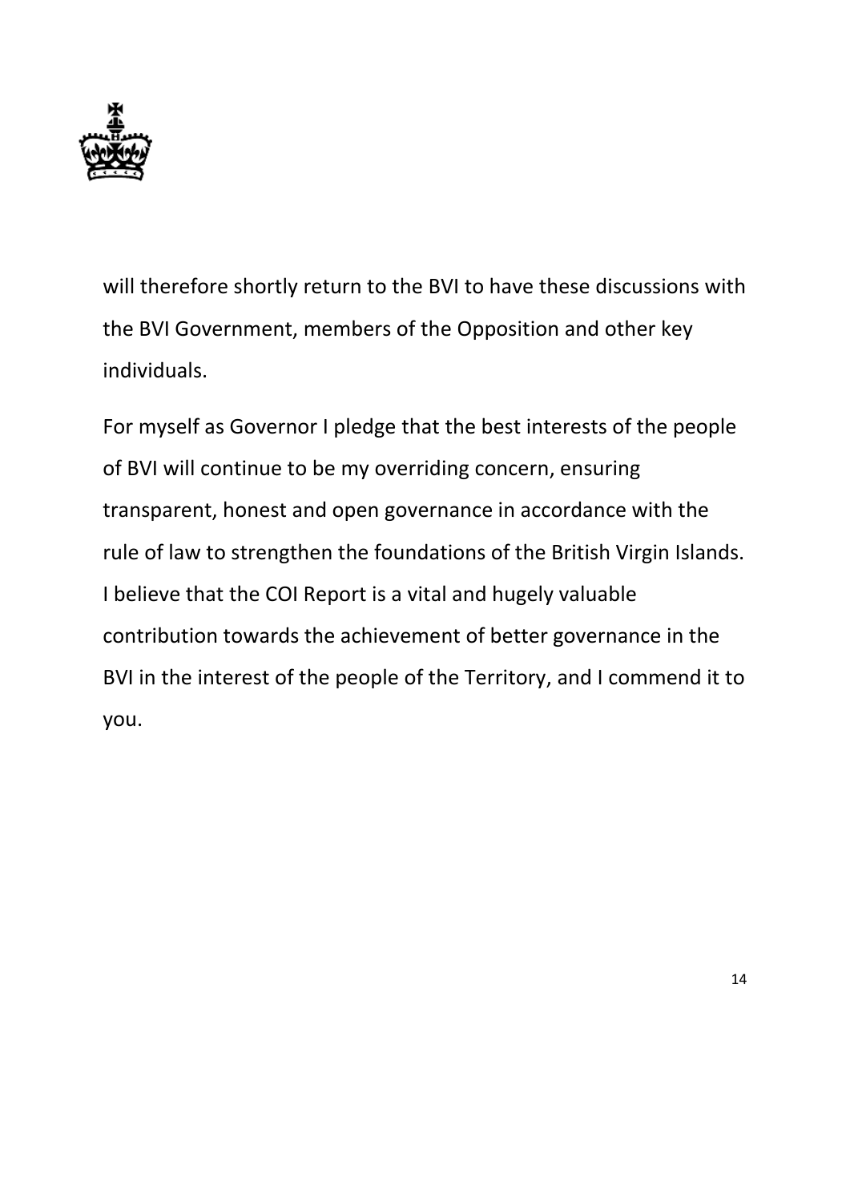will therefore shortly return to the BVI to have these discussions with the BVI Government, members of the Opposition and other key individuals.

For myself as Governor I pledge that the best interests of the people of BVI will continue to be my overriding concern, ensuring transparent, honest and open governance in accordance with the rule of law to strengthen the foundations of the British Virgin Islands. I believe that the COI Report is a vital and hugely valuable contribution towards the achievement of better governance in the BVI in the interest of the people of the Territory, and I commend it to you.